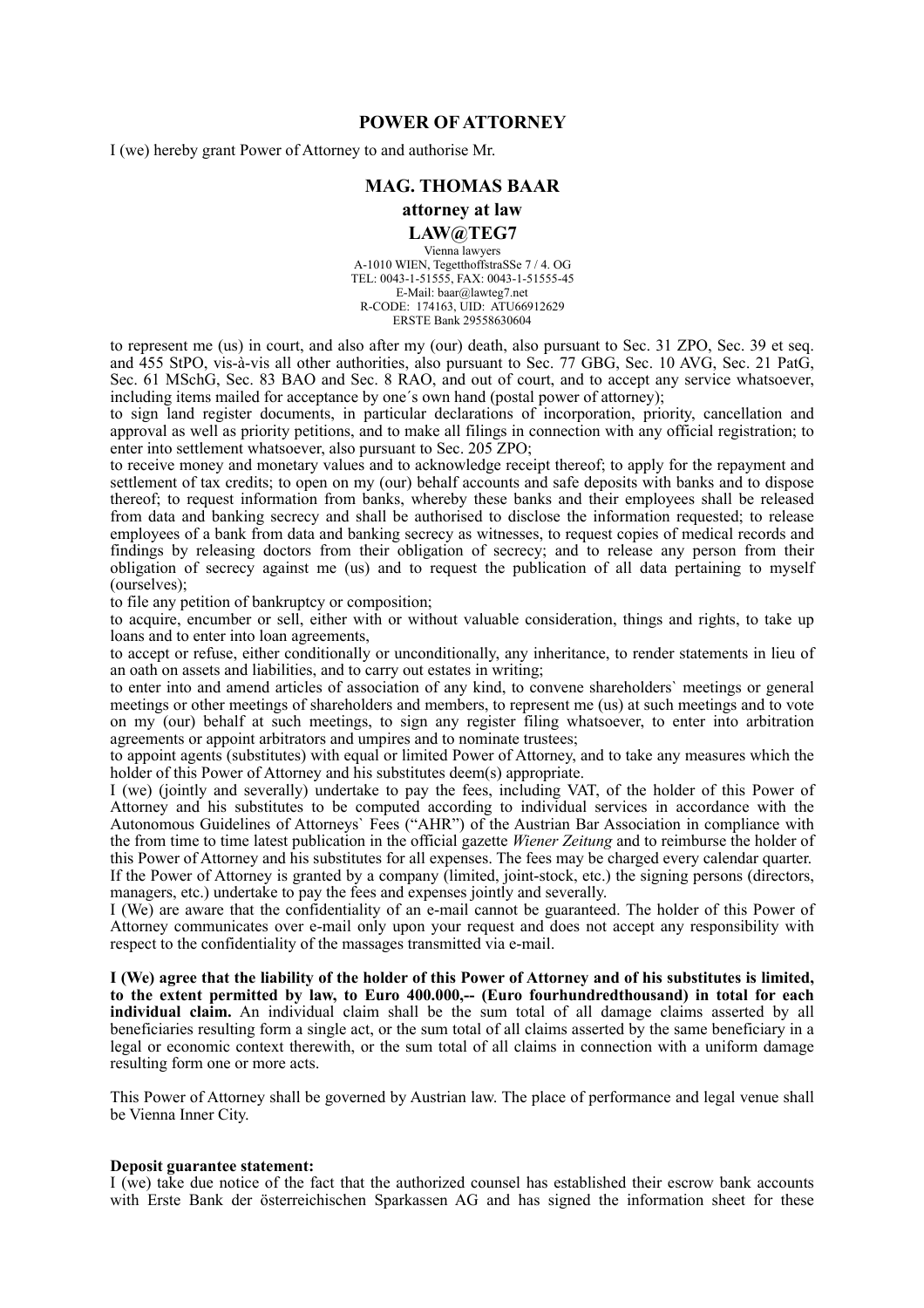# POWER OF ATTORNEY

I (we) hereby grant Power of Attorney to and authorise Mr.

**MAG. THOMAS BAAR**
**attorney at law**
**LAW@TEG7**

Vienna lawyers
A-1010 WIEN, TegetthoffstraSSe 7 / 4. OG
TEL: 0043-1-51555, FAX: 0043-1-51555-45
E-Mail: baar@lawteg7.net
R-CODE: 174163, UID: ATU66912629
ERSTE Bank 29558630604

to represent me (us) in court, and also after my (our) death, also pursuant to Sec. 31 ZPO, Sec. 39 et seq. and 455 StPO, vis-à-vis all other authorities, also pursuant to Sec. 77 GBG, Sec. 10 AVG, Sec. 21 PatG, Sec. 61 MSchG, Sec. 83 BAO and Sec. 8 RAO, and out of court, and to accept any service whatsoever, including items mailed for acceptance by one´s own hand (postal power of attorney);

to sign land register documents, in particular declarations of incorporation, priority, cancellation and approval as well as priority petitions, and to make all filings in connection with any official registration; to enter into settlement whatsoever, also pursuant to Sec. 205 ZPO;

to receive money and monetary values and to acknowledge receipt thereof; to apply for the repayment and settlement of tax credits; to open on my (our) behalf accounts and safe deposits with banks and to dispose thereof; to request information from banks, whereby these banks and their employees shall be released from data and banking secrecy and shall be authorised to disclose the information requested; to release employees of a bank from data and banking secrecy as witnesses, to request copies of medical records and findings by releasing doctors from their obligation of secrecy; and to release any person from their obligation of secrecy against me (us) and to request the publication of all data pertaining to myself (ourselves);

to file any petition of bankruptcy or composition;

to acquire, encumber or sell, either with or without valuable consideration, things and rights, to take up loans and to enter into loan agreements,

to accept or refuse, either conditionally or unconditionally, any inheritance, to render statements in lieu of an oath on assets and liabilities, and to carry out estates in writing;

to enter into and amend articles of association of any kind, to convene shareholders` meetings or general meetings or other meetings of shareholders and members, to represent me (us) at such meetings and to vote on my (our) behalf at such meetings, to sign any register filing whatsoever, to enter into arbitration agreements or appoint arbitrators and umpires and to nominate trustees;

to appoint agents (substitutes) with equal or limited Power of Attorney, and to take any measures which the holder of this Power of Attorney and his substitutes deem(s) appropriate.

I (we) (jointly and severally) undertake to pay the fees, including VAT, of the holder of this Power of Attorney and his substitutes to be computed according to individual services in accordance with the Autonomous Guidelines of Attorneys` Fees ("AHR") of the Austrian Bar Association in compliance with the from time to time latest publication in the official gazette *Wiener Zeitung* and to reimburse the holder of this Power of Attorney and his substitutes for all expenses. The fees may be charged every calendar quarter.

If the Power of Attorney is granted by a company (limited, joint-stock, etc.) the signing persons (directors, managers, etc.) undertake to pay the fees and expenses jointly and severally.

I (We) are aware that the confidentiality of an e-mail cannot be guaranteed. The holder of this Power of Attorney communicates over e-mail only upon your request and does not accept any responsibility with respect to the confidentiality of the massages transmitted via e-mail.

**I (We) agree that the liability of the holder of this Power of Attorney and of his substitutes is limited, to the extent permitted by law, to Euro 400.000,-- (Euro fourhundredthousand) in total for each individual claim.** An individual claim shall be the sum total of all damage claims asserted by all beneficiaries resulting form a single act, or the sum total of all claims asserted by the same beneficiary in a legal or economic context therewith, or the sum total of all claims in connection with a uniform damage resulting form one or more acts.

This Power of Attorney shall be governed by Austrian law. The place of performance and legal venue shall be Vienna Inner City.

**Deposit guarantee statement:**
I (we) take due notice of the fact that the authorized counsel has established their escrow bank accounts with Erste Bank der österreichischen Sparkassen AG and has signed the information sheet for these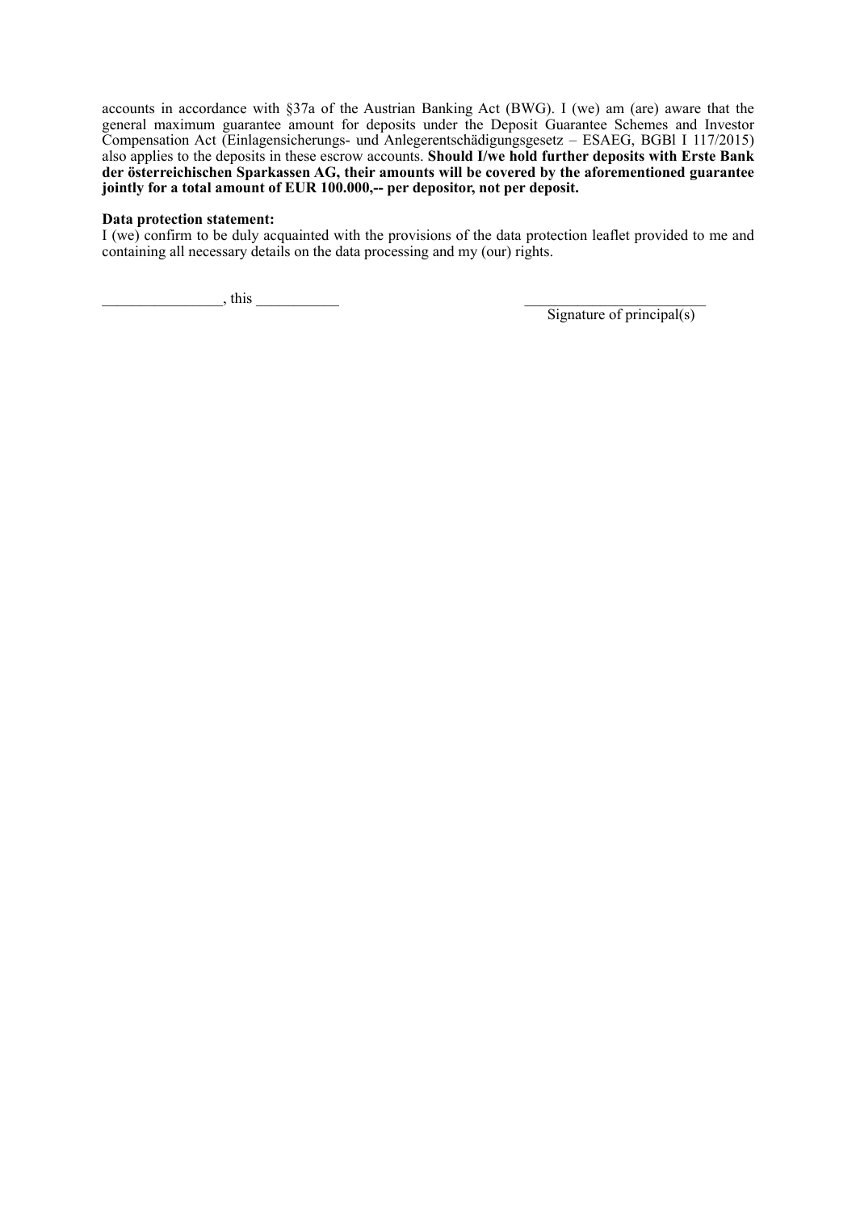accounts in accordance with §37a of the Austrian Banking Act (BWG). I (we) am (are) aware that the general maximum guarantee amount for deposits under the Deposit Guarantee Schemes and Investor Compensation Act (Einlagensicherungs- und Anlegerentschädigungsgesetz – ESAEG, BGBl I 117/2015) also applies to the deposits in these escrow accounts. **Should I/we hold further deposits with Erste Bank der österreichischen Sparkassen AG, their amounts will be covered by the aforementioned guarantee jointly for a total amount of EUR 100.000,-- per depositor, not per deposit.**

**Data protection statement:**
I (we) confirm to be duly acquainted with the provisions of the data protection leaflet provided to me and containing all necessary details on the data processing and my (our) rights.

________________, this ___________ ________________________

Signature of principal(s)